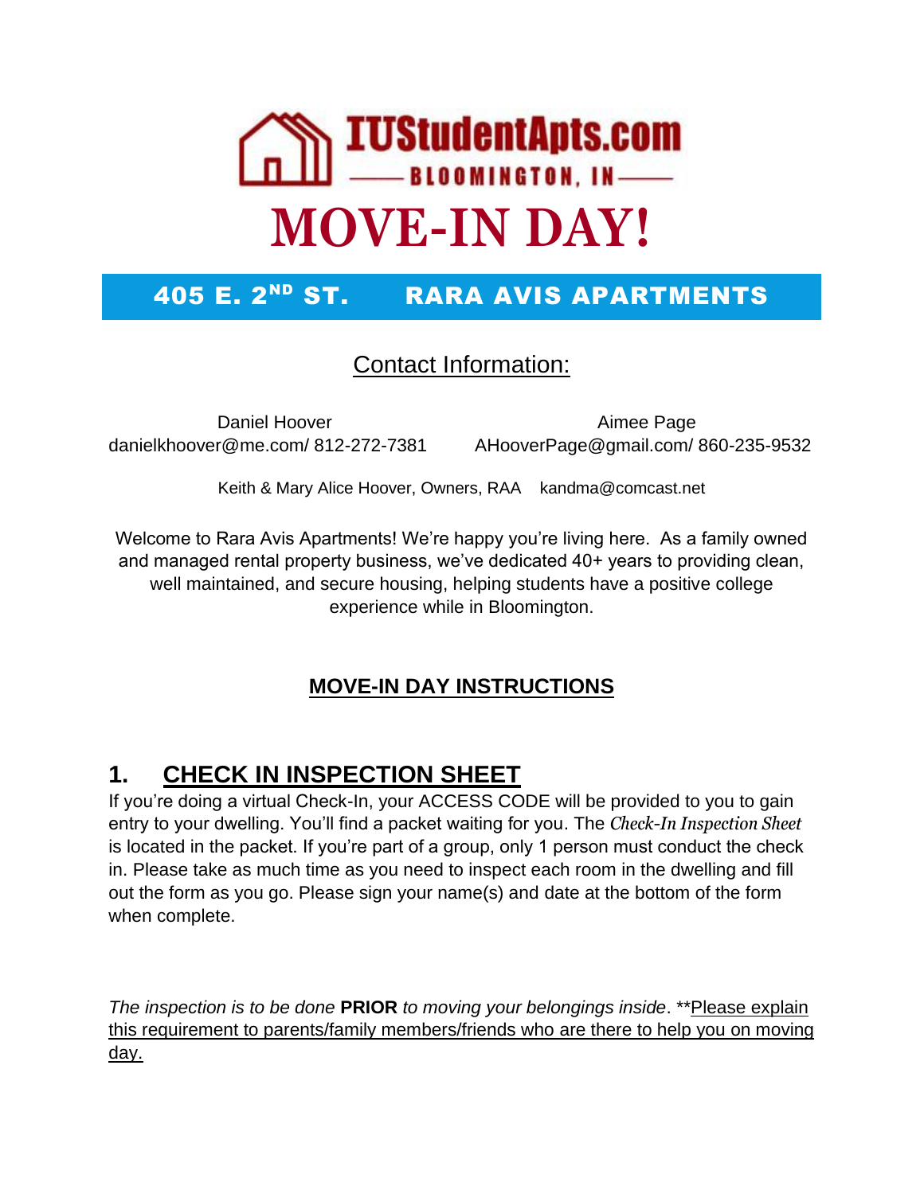# IUStudentApts.com

BLOOMINGTON, IN

# MOVE-IN DAY!

## 405 E. 2ND ST. RARA AVIS APARTMENTS

Contact Information:

Daniel Hoover
danielkhoover@me.com/ 812-272-7381

Aimee Page
AHooverPage@gmail.com/ 860-235-9532

Keith & Mary Alice Hoover, Owners, RAA kandma@comcast.net

Welcome to Rara Avis Apartments! We're happy you're living here. As a family owned and managed rental property business, we've dedicated 40+ years to providing clean, well maintained, and secure housing, helping students have a positive college experience while in Bloomington.

## MOVE-IN DAY INSTRUCTIONS

### 1. CHECK IN INSPECTION SHEET

If you're doing a virtual Check-In, your ACCESS CODE will be provided to you to gain entry to your dwelling. You'll find a packet waiting for you. The *Check-In Inspection Sheet* is located in the packet. If you're part of a group, only 1 person must conduct the check in. Please take as much time as you need to inspect each room in the dwelling and fill out the form as you go. Please sign your name(s) and date at the bottom of the form when complete.

*The inspection is to be done* **PRIOR** *to moving your belongings inside*. **Please explain this requirement to parents/family members/friends who are there to help you on moving day.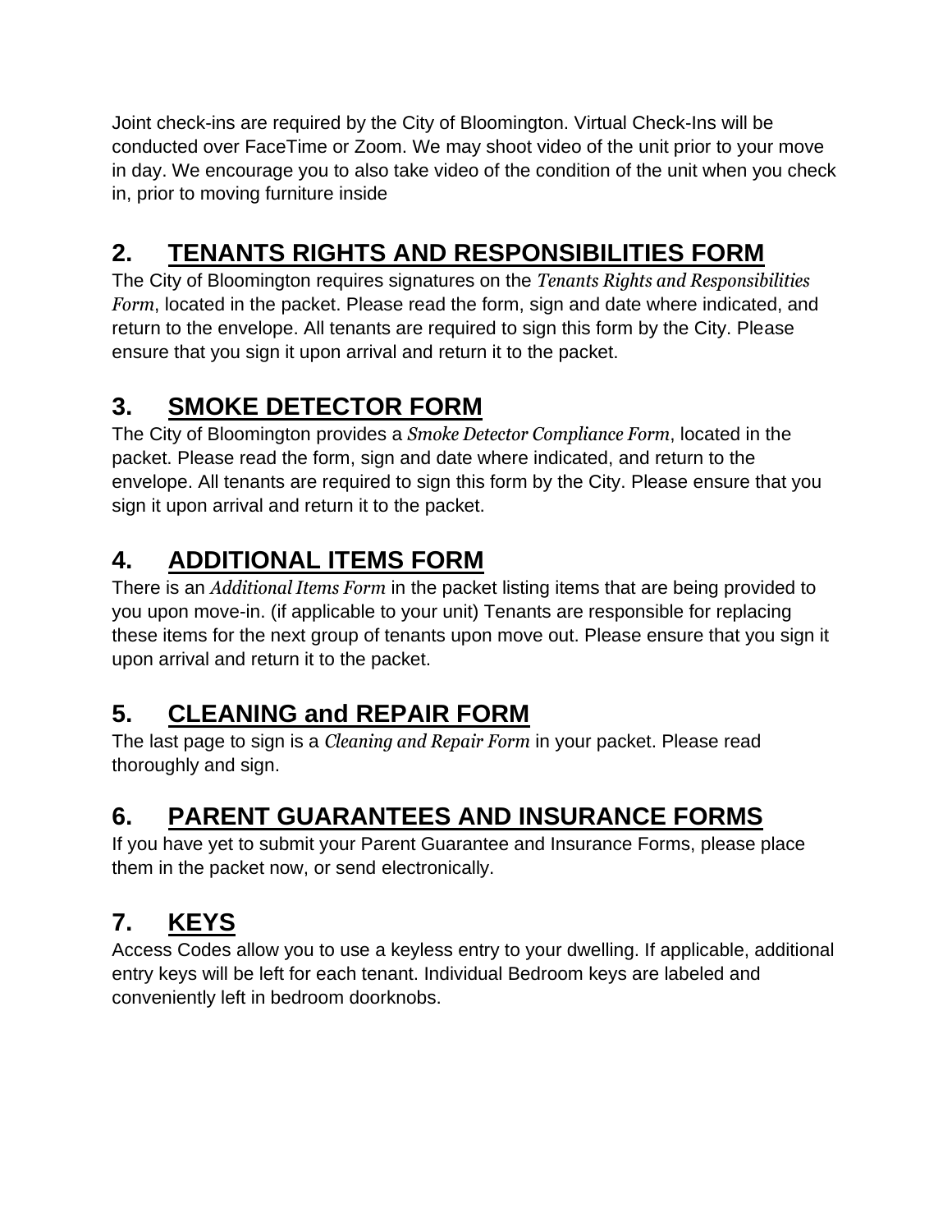Joint check-ins are required by the City of Bloomington. Virtual Check-Ins will be conducted over FaceTime or Zoom. We may shoot video of the unit prior to your move in day. We encourage you to also take video of the condition of the unit when you check in, prior to moving furniture inside

## 2. TENANTS RIGHTS AND RESPONSIBILITIES FORM

The City of Bloomington requires signatures on the *Tenants Rights and Responsibilities Form*, located in the packet. Please read the form, sign and date where indicated, and return to the envelope. All tenants are required to sign this form by the City. Please ensure that you sign it upon arrival and return it to the packet.

## 3. SMOKE DETECTOR FORM

The City of Bloomington provides a *Smoke Detector Compliance Form*, located in the packet. Please read the form, sign and date where indicated, and return to the envelope. All tenants are required to sign this form by the City. Please ensure that you sign it upon arrival and return it to the packet.

## 4. ADDITIONAL ITEMS FORM

There is an *Additional Items Form* in the packet listing items that are being provided to you upon move-in. (if applicable to your unit) Tenants are responsible for replacing these items for the next group of tenants upon move out. Please ensure that you sign it upon arrival and return it to the packet.

## 5. CLEANING and REPAIR FORM

The last page to sign is a *Cleaning and Repair Form* in your packet. Please read thoroughly and sign.

## 6. PARENT GUARANTEES AND INSURANCE FORMS

If you have yet to submit your Parent Guarantee and Insurance Forms, please place them in the packet now, or send electronically.

## 7. KEYS

Access Codes allow you to use a keyless entry to your dwelling. If applicable, additional entry keys will be left for each tenant. Individual Bedroom keys are labeled and conveniently left in bedroom doorknobs.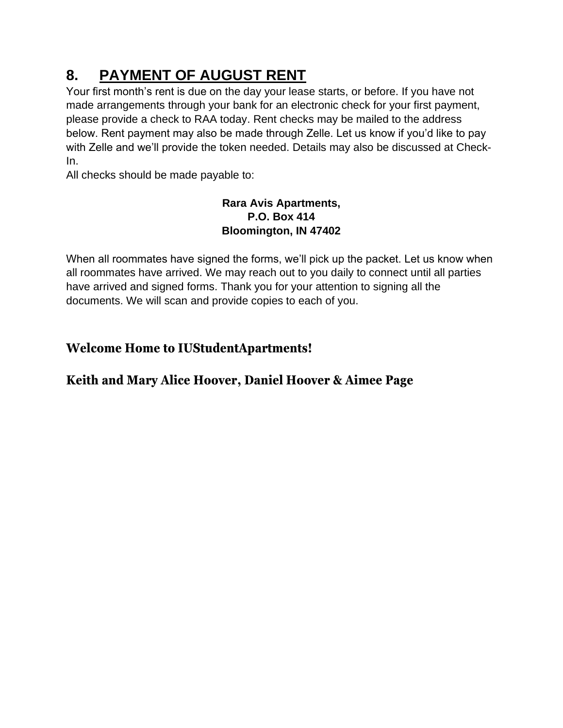## 8. PAYMENT OF AUGUST RENT

Your first month's rent is due on the day your lease starts, or before. If you have not made arrangements through your bank for an electronic check for your first payment, please provide a check to RAA today. Rent checks may be mailed to the address below. Rent payment may also be made through Zelle. Let us know if you'd like to pay with Zelle and we'll provide the token needed. Details may also be discussed at Check-In.

All checks should be made payable to:

**Rara Avis Apartments,**
**P.O. Box 414**
**Bloomington, IN 47402**

When all roommates have signed the forms, we'll pick up the packet. Let us know when all roommates have arrived. We may reach out to you daily to connect until all parties have arrived and signed forms. Thank you for your attention to signing all the documents. We will scan and provide copies to each of you.

**Welcome Home to IUStudentApartments!**

**Keith and Mary Alice Hoover, Daniel Hoover & Aimee Page**